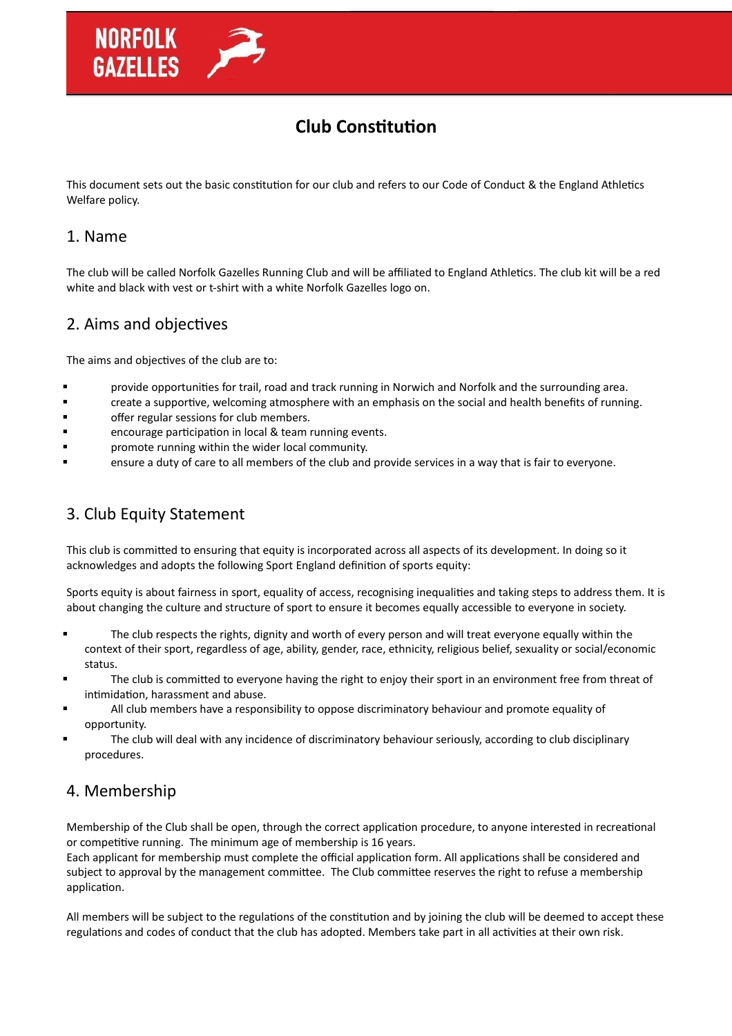# Club Constitution

This document sets out the basic constitution for our club and refers to our Code of Conduct & the England Athletics Welfare policy.

## 1. Name

The club will be called Norfolk Gazelles Running Club and will be affiliated to England Athletics. The club kit will be a red white and black with vest or t-shirt with a white Norfolk Gazelles logo on.

## 2. Aims and objectives

The aims and objectives of the club are to:

- provide opportunities for trail, road and track running in Norwich and Norfolk and the surrounding area.
- create a supportive, welcoming atmosphere with an emphasis on the social and health benefits of running.
- offer regular sessions for club members.
- encourage participation in local & team running events.
- promote running within the wider local community.
- ensure a duty of care to all members of the club and provide services in a way that is fair to everyone.

## 3. Club Equity Statement

This club is committed to ensuring that equity is incorporated across all aspects of its development. In doing so it acknowledges and adopts the following Sport England definition of sports equity:

Sports equity is about fairness in sport, equality of access, recognising inequalities and taking steps to address them. It is about changing the culture and structure of sport to ensure it becomes equally accessible to everyone in society.

- The club respects the rights, dignity and worth of every person and will treat everyone equally within the context of their sport, regardless of age, ability, gender, race, ethnicity, religious belief, sexuality or social/economic status.
- The club is committed to everyone having the right to enjoy their sport in an environment free from threat of intimidation, harassment and abuse.
- All club members have a responsibility to oppose discriminatory behaviour and promote equality of opportunity.
- The club will deal with any incidence of discriminatory behaviour seriously, according to club disciplinary procedures.

## 4. Membership

Membership of the Club shall be open, through the correct application procedure, to anyone interested in recreational or competitive running. The minimum age of membership is 16 years.
Each applicant for membership must complete the official application form. All applications shall be considered and subject to approval by the management committee. The Club committee reserves the right to refuse a membership application.

All members will be subject to the regulations of the constitution and by joining the club will be deemed to accept these regulations and codes of conduct that the club has adopted. Members take part in all activities at their own risk.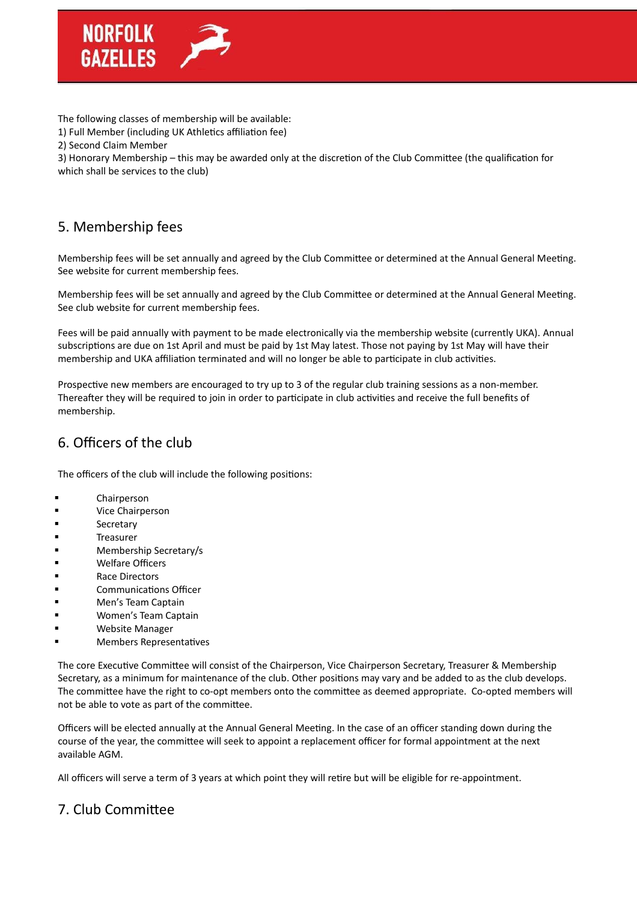The following classes of membership will be available:
1) Full Member (including UK Athletics affiliation fee)
2) Second Claim Member
3) Honorary Membership – this may be awarded only at the discretion of the Club Committee (the qualification for which shall be services to the club)

## 5. Membership fees

Membership fees will be set annually and agreed by the Club Committee or determined at the Annual General Meeting. See website for current membership fees.

Membership fees will be set annually and agreed by the Club Committee or determined at the Annual General Meeting. See club website for current membership fees.

Fees will be paid annually with payment to be made electronically via the membership website (currently UKA). Annual subscriptions are due on 1st April and must be paid by 1st May latest. Those not paying by 1st May will have their membership and UKA affiliation terminated and will no longer be able to participate in club activities.

Prospective new members are encouraged to try up to 3 of the regular club training sessions as a non-member. Thereafter they will be required to join in order to participate in club activities and receive the full benefits of membership.

## 6. Officers of the club

The officers of the club will include the following positions:

- Chairperson
- Vice Chairperson
- Secretary
- Treasurer
- Membership Secretary/s
- Welfare Officers
- Race Directors
- Communications Officer
- Men's Team Captain
- Women's Team Captain
- Website Manager
- Members Representatives

The core Executive Committee will consist of the Chairperson, Vice Chairperson Secretary, Treasurer & Membership Secretary, as a minimum for maintenance of the club. Other positions may vary and be added to as the club develops. The committee have the right to co-opt members onto the committee as deemed appropriate. Co-opted members will not be able to vote as part of the committee.

Officers will be elected annually at the Annual General Meeting. In the case of an officer standing down during the course of the year, the committee will seek to appoint a replacement officer for formal appointment at the next available AGM.

All officers will serve a term of 3 years at which point they will retire but will be eligible for re-appointment.

## 7. Club Committee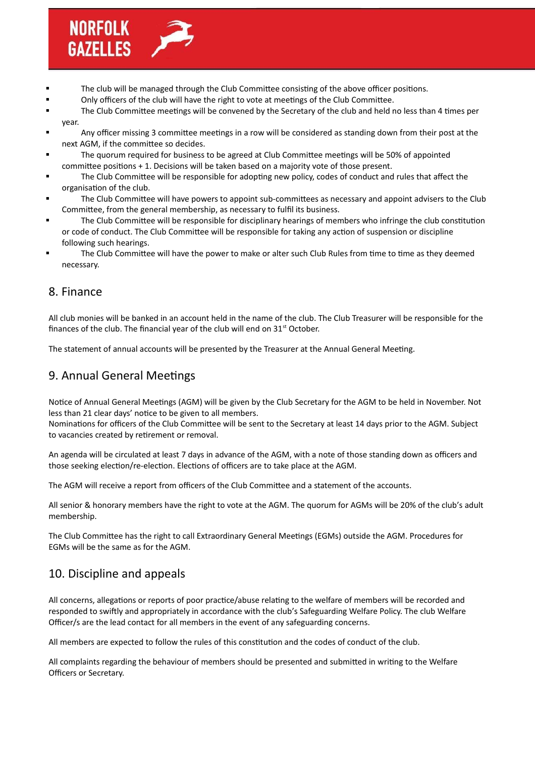- The club will be managed through the Club Committee consisting of the above officer positions.
- Only officers of the club will have the right to vote at meetings of the Club Committee.
- The Club Committee meetings will be convened by the Secretary of the club and held no less than 4 times per year.
- Any officer missing 3 committee meetings in a row will be considered as standing down from their post at the next AGM, if the committee so decides.
- The quorum required for business to be agreed at Club Committee meetings will be 50% of appointed committee positions + 1. Decisions will be taken based on a majority vote of those present.
- The Club Committee will be responsible for adopting new policy, codes of conduct and rules that affect the organisation of the club.
- The Club Committee will have powers to appoint sub-committees as necessary and appoint advisers to the Club Committee, from the general membership, as necessary to fulfil its business.
- The Club Committee will be responsible for disciplinary hearings of members who infringe the club constitution or code of conduct. The Club Committee will be responsible for taking any action of suspension or discipline following such hearings.
- The Club Committee will have the power to make or alter such Club Rules from time to time as they deemed necessary.

## 8. Finance

All club monies will be banked in an account held in the name of the club. The Club Treasurer will be responsible for the finances of the club. The financial year of the club will end on 31st October.

The statement of annual accounts will be presented by the Treasurer at the Annual General Meeting.

## 9. Annual General Meetings

Notice of Annual General Meetings (AGM) will be given by the Club Secretary for the AGM to be held in November. Not less than 21 clear days' notice to be given to all members.
Nominations for officers of the Club Committee will be sent to the Secretary at least 14 days prior to the AGM. Subject to vacancies created by retirement or removal.

An agenda will be circulated at least 7 days in advance of the AGM, with a note of those standing down as officers and those seeking election/re-election. Elections of officers are to take place at the AGM.

The AGM will receive a report from officers of the Club Committee and a statement of the accounts.

All senior & honorary members have the right to vote at the AGM. The quorum for AGMs will be 20% of the club's adult membership.

The Club Committee has the right to call Extraordinary General Meetings (EGMs) outside the AGM. Procedures for EGMs will be the same as for the AGM.

## 10. Discipline and appeals

All concerns, allegations or reports of poor practice/abuse relating to the welfare of members will be recorded and responded to swiftly and appropriately in accordance with the club's Safeguarding Welfare Policy. The club Welfare Officer/s are the lead contact for all members in the event of any safeguarding concerns.

All members are expected to follow the rules of this constitution and the codes of conduct of the club.

All complaints regarding the behaviour of members should be presented and submitted in writing to the Welfare Officers or Secretary.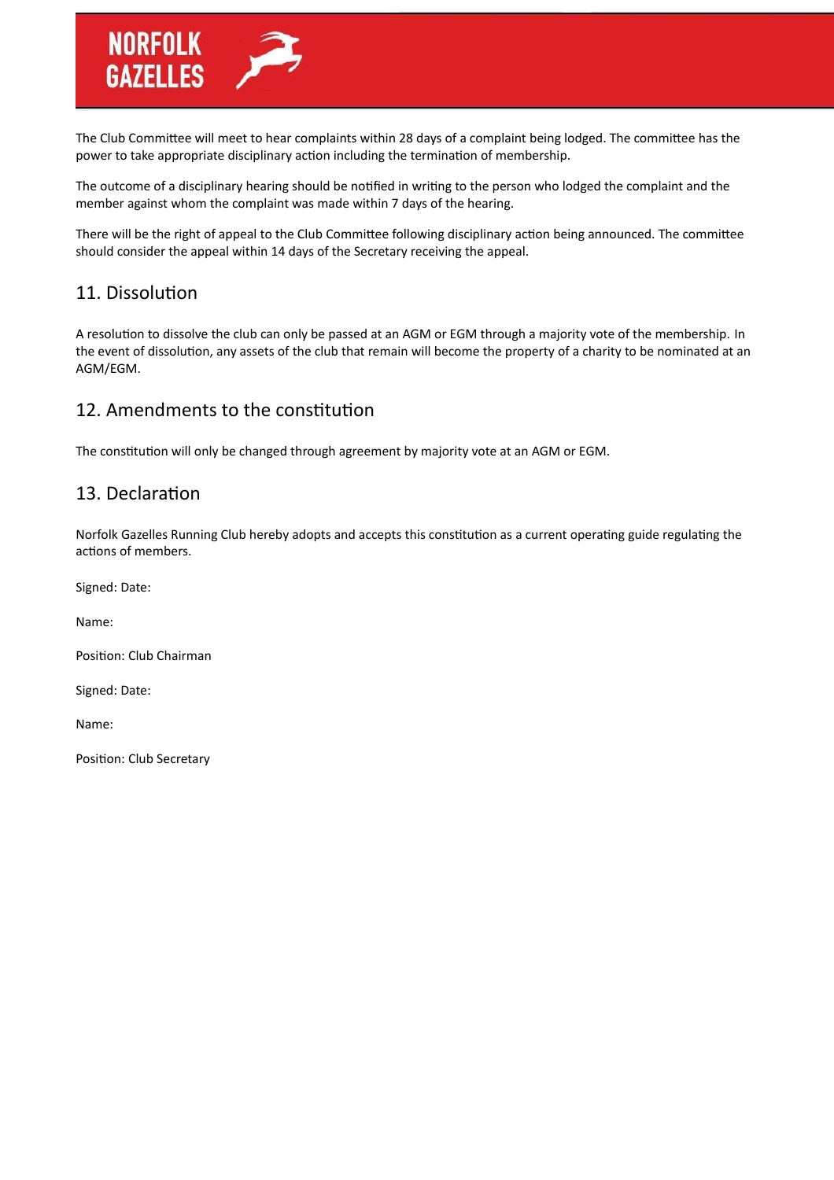The Club Committee will meet to hear complaints within 28 days of a complaint being lodged. The committee has the power to take appropriate disciplinary action including the termination of membership.

The outcome of a disciplinary hearing should be notified in writing to the person who lodged the complaint and the member against whom the complaint was made within 7 days of the hearing.

There will be the right of appeal to the Club Committee following disciplinary action being announced. The committee should consider the appeal within 14 days of the Secretary receiving the appeal.

## 11. Dissolution

A resolution to dissolve the club can only be passed at an AGM or EGM through a majority vote of the membership. In the event of dissolution, any assets of the club that remain will become the property of a charity to be nominated at an AGM/EGM.

## 12. Amendments to the constitution

The constitution will only be changed through agreement by majority vote at an AGM or EGM.

## 13. Declaration

Norfolk Gazelles Running Club hereby adopts and accepts this constitution as a current operating guide regulating the actions of members.

Signed: Date:

Name:

Position: Club Chairman

Signed: Date:

Name:

Position: Club Secretary